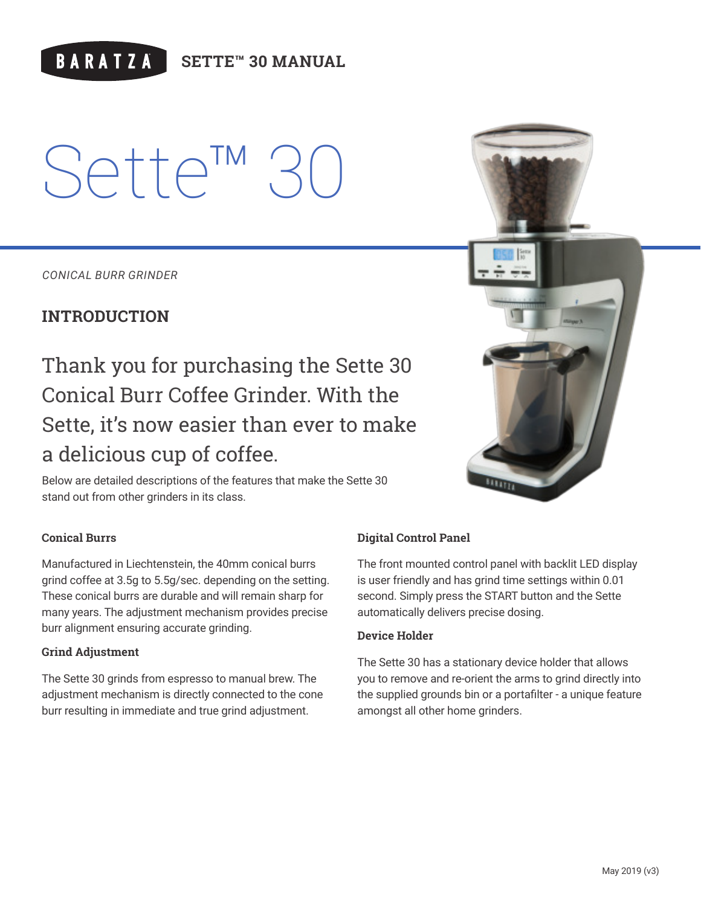BARATZA **SETTE™ 30 MANUAL**

# Sette™ 30

*CONICAL BURR GRINDER*

## INTRODUCTION

### Thank you for purchasing the Sette 30 Conical Burr Coffee Grinder. With the Sette, it's now easier than ever to make a delicious cup of coffee.

Below are detailed descriptions of the features that make the Sette 30 stand out from other grinders in its class.

**Conical Burrs**

Manufactured in Liechtenstein, the 40mm conical burrs grind coffee at 3.5g to 5.5g/sec. depending on the setting. These conical burrs are durable and will remain sharp for many years. The adjustment mechanism provides precise burr alignment ensuring accurate grinding.

**Grind Adjustment**

The Sette 30 grinds from espresso to manual brew. The adjustment mechanism is directly connected to the cone burr resulting in immediate and true grind adjustment.

**Digital Control Panel**

The front mounted control panel with backlit LED display is user friendly and has grind time settings within 0.01 second. Simply press the START button and the Sette automatically delivers precise dosing.

**Device Holder**

The Sette 30 has a stationary device holder that allows you to remove and re-orient the arms to grind directly into the supplied grounds bin or a portafilter - a unique feature amongst all other home grinders.

May 2019 (v3)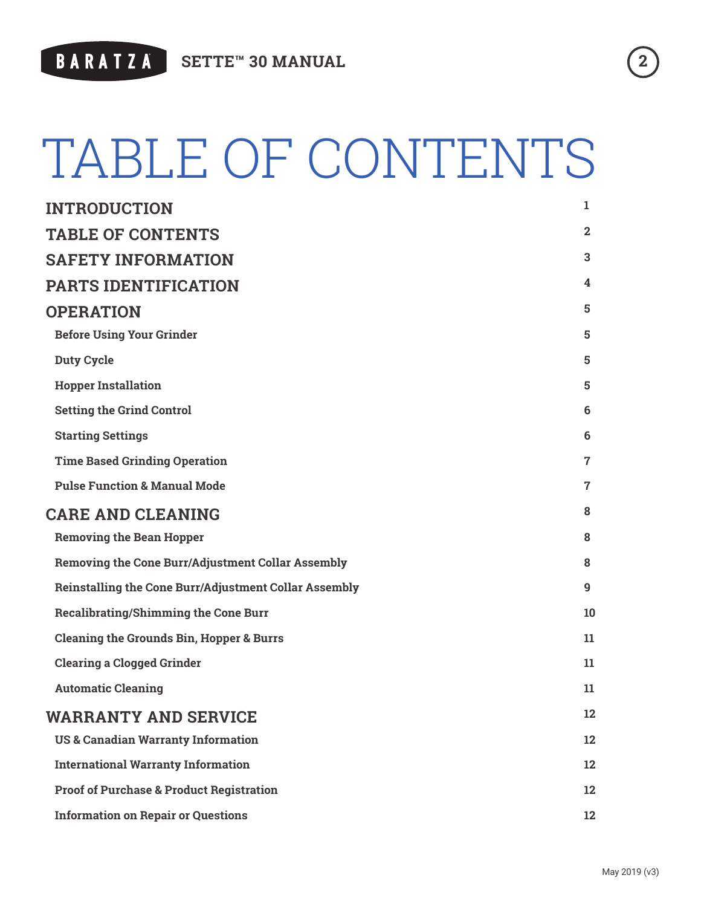# TABLE OF CONTENTS

| | |
|---|---|
| **INTRODUCTION** | 1 |
| **TABLE OF CONTENTS** | 2 |
| **SAFETY INFORMATION** | 3 |
| **PARTS IDENTIFICATION** | 4 |
| **OPERATION** | 5 |
| Before Using Your Grinder | 5 |
| Duty Cycle | 5 |
| Hopper Installation | 5 |
| Setting the Grind Control | 6 |
| Starting Settings | 6 |
| Time Based Grinding Operation | 7 |
| Pulse Function & Manual Mode | 7 |
| **CARE AND CLEANING** | 8 |
| Removing the Bean Hopper | 8 |
| Removing the Cone Burr/Adjustment Collar Assembly | 8 |
| Reinstalling the Cone Burr/Adjustment Collar Assembly | 9 |
| Recalibrating/Shimming the Cone Burr | 10 |
| Cleaning the Grounds Bin, Hopper & Burrs | 11 |
| Clearing a Clogged Grinder | 11 |
| Automatic Cleaning | 11 |
| **WARRANTY AND SERVICE** | 12 |
| US & Canadian Warranty Information | 12 |
| International Warranty Information | 12 |
| Proof of Purchase & Product Registration | 12 |
| Information on Repair or Questions | 12 |

May 2019 (v3)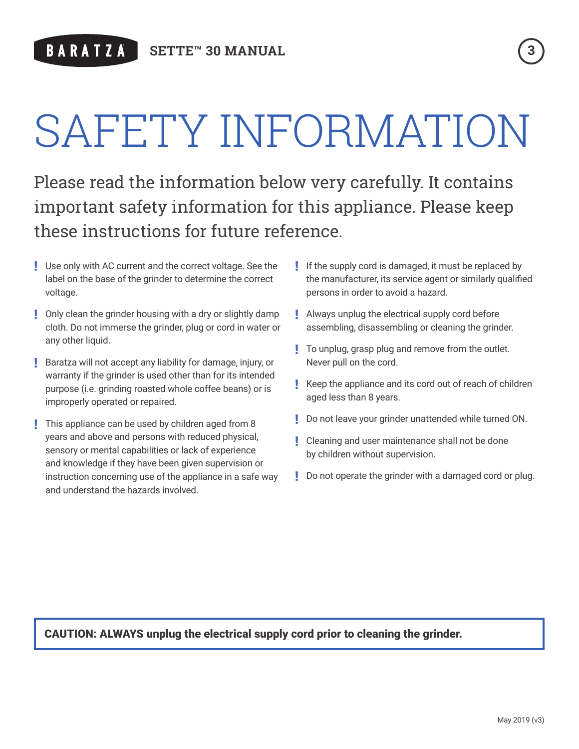# SAFETY INFORMATION

Please read the information below very carefully. It contains important safety information for this appliance. Please keep these instructions for future reference.

- Use only with AC current and the correct voltage. See the label on the base of the grinder to determine the correct voltage.
- Only clean the grinder housing with a dry or slightly damp cloth. Do not immerse the grinder, plug or cord in water or any other liquid.
- Baratza will not accept any liability for damage, injury, or warranty if the grinder is used other than for its intended purpose (i.e. grinding roasted whole coffee beans) or is improperly operated or repaired.
- This appliance can be used by children aged from 8 years and above and persons with reduced physical, sensory or mental capabilities or lack of experience and knowledge if they have been given supervision or instruction concerning use of the appliance in a safe way and understand the hazards involved.
- If the supply cord is damaged, it must be replaced by the manufacturer, its service agent or similarly qualified persons in order to avoid a hazard.
- Always unplug the electrical supply cord before assembling, disassembling or cleaning the grinder.
- To unplug, grasp plug and remove from the outlet. Never pull on the cord.
- Keep the appliance and its cord out of reach of children aged less than 8 years.
- Do not leave your grinder unattended while turned ON.
- Cleaning and user maintenance shall not be done by children without supervision.
- Do not operate the grinder with a damaged cord or plug.

**CAUTION: ALWAYS unplug the electrical supply cord prior to cleaning the grinder.**

May 2019 (v3)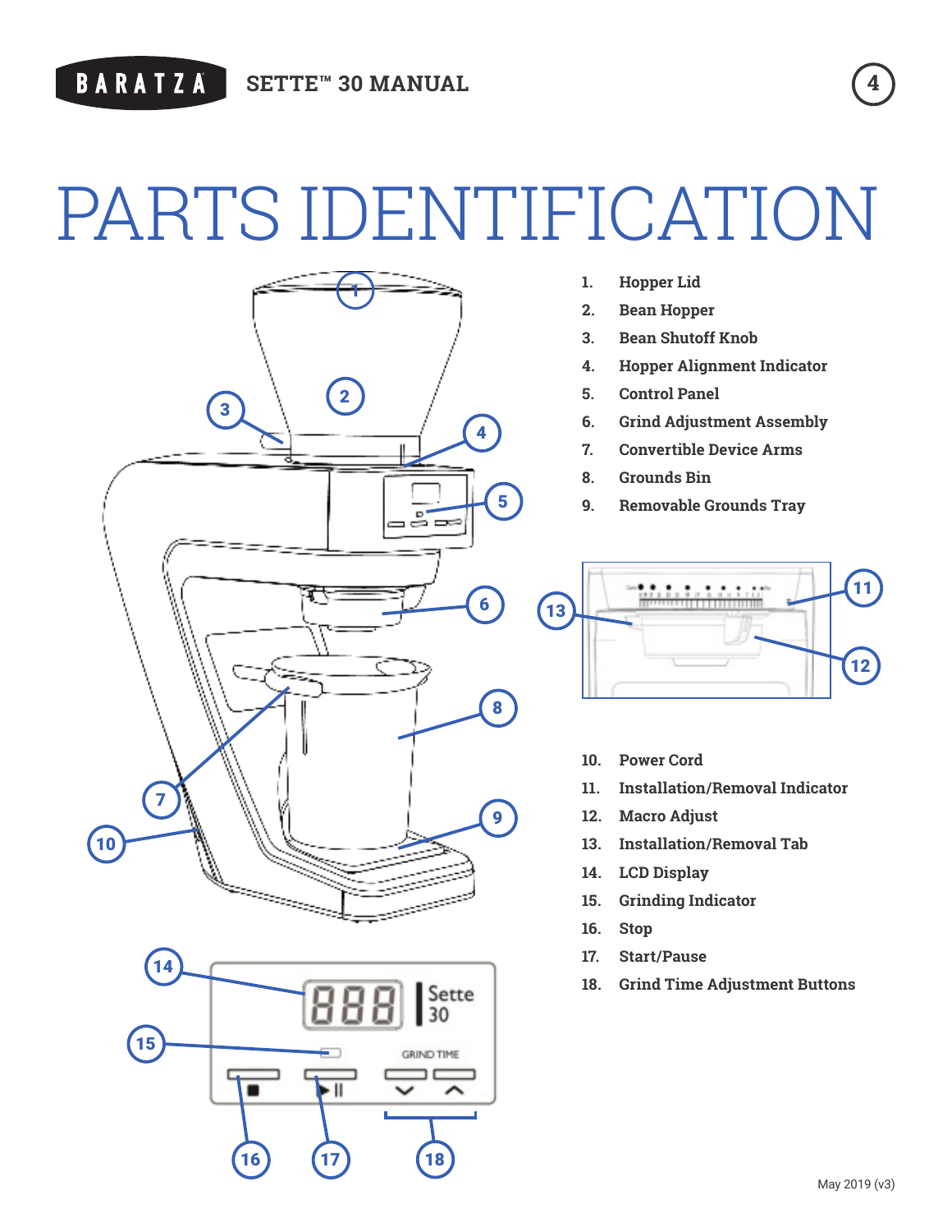# PARTS IDENTIFICATION

1. **Hopper Lid**
2. **Bean Hopper**
3. **Bean Shutoff Knob**
4. **Hopper Alignment Indicator**
5. **Control Panel**
6. **Grind Adjustment Assembly**
7. **Convertible Device Arms**
8. **Grounds Bin**
9. **Removable Grounds Tray**
10. **Power Cord**
11. **Installation/Removal Indicator**
12. **Macro Adjust**
13. **Installation/Removal Tab**
14. **LCD Display**
15. **Grinding Indicator**
16. **Stop**
17. **Start/Pause**
18. **Grind Time Adjustment Buttons**

May 2019 (v3)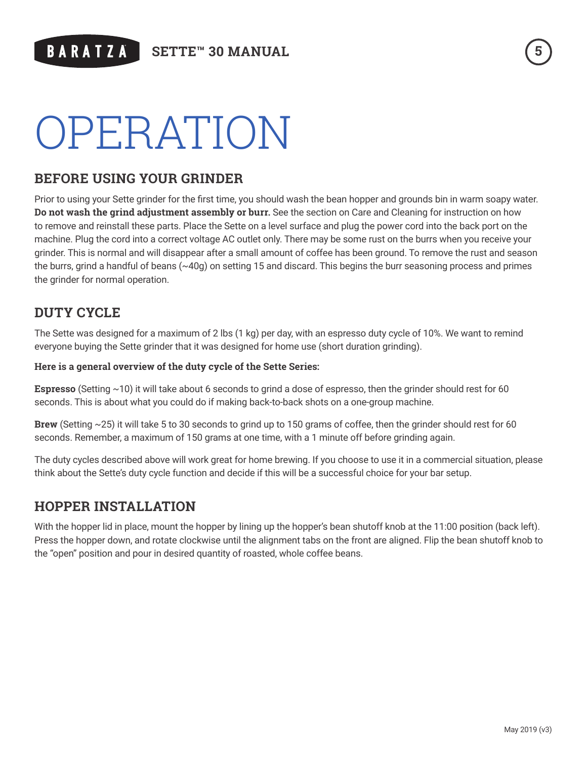# OPERATION

## BEFORE USING YOUR GRINDER

Prior to using your Sette grinder for the first time, you should wash the bean hopper and grounds bin in warm soapy water. **Do not wash the grind adjustment assembly or burr.** See the section on Care and Cleaning for instruction on how to remove and reinstall these parts. Place the Sette on a level surface and plug the power cord into the back port on the machine. Plug the cord into a correct voltage AC outlet only. There may be some rust on the burrs when you receive your grinder. This is normal and will disappear after a small amount of coffee has been ground. To remove the rust and season the burrs, grind a handful of beans (~40g) on setting 15 and discard. This begins the burr seasoning process and primes the grinder for normal operation.

## DUTY CYCLE

The Sette was designed for a maximum of 2 lbs (1 kg) per day, with an espresso duty cycle of 10%. We want to remind everyone buying the Sette grinder that it was designed for home use (short duration grinding).

**Here is a general overview of the duty cycle of the Sette Series:**

**Espresso** (Setting ~10) it will take about 6 seconds to grind a dose of espresso, then the grinder should rest for 60 seconds. This is about what you could do if making back-to-back shots on a one-group machine.

**Brew** (Setting ~25) it will take 5 to 30 seconds to grind up to 150 grams of coffee, then the grinder should rest for 60 seconds. Remember, a maximum of 150 grams at one time, with a 1 minute off before grinding again.

The duty cycles described above will work great for home brewing. If you choose to use it in a commercial situation, please think about the Sette's duty cycle function and decide if this will be a successful choice for your bar setup.

## HOPPER INSTALLATION

With the hopper lid in place, mount the hopper by lining up the hopper's bean shutoff knob at the 11:00 position (back left). Press the hopper down, and rotate clockwise until the alignment tabs on the front are aligned. Flip the bean shutoff knob to the "open" position and pour in desired quantity of roasted, whole coffee beans.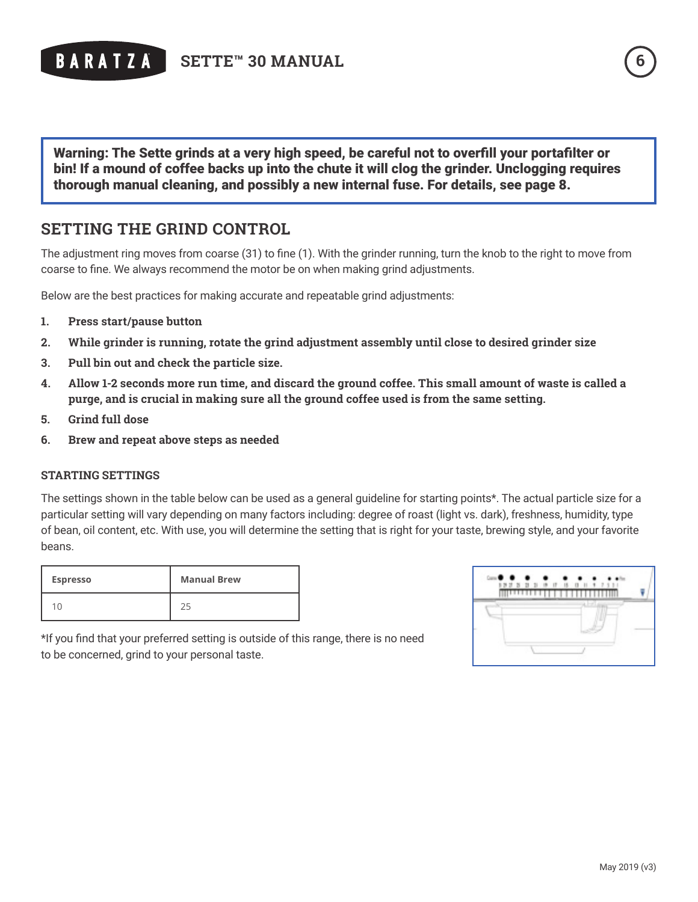**Warning: The Sette grinds at a very high speed, be careful not to overfill your portafilter or bin! If a mound of coffee backs up into the chute it will clog the grinder. Unclogging requires thorough manual cleaning, and possibly a new internal fuse. For details, see page 8.**

## SETTING THE GRIND CONTROL

The adjustment ring moves from coarse (31) to fine (1). With the grinder running, turn the knob to the right to move from coarse to fine. We always recommend the motor be on when making grind adjustments.

Below are the best practices for making accurate and repeatable grind adjustments:

1. **Press start/pause button**
2. **While grinder is running, rotate the grind adjustment assembly until close to desired grinder size**
3. **Pull bin out and check the particle size.**
4. **Allow 1-2 seconds more run time, and discard the ground coffee. This small amount of waste is called a purge, and is crucial in making sure all the ground coffee used is from the same setting.**
5. **Grind full dose**
6. **Brew and repeat above steps as needed**

### STARTING SETTINGS

The settings shown in the table below can be used as a general guideline for starting points*. The actual particle size for a particular setting will vary depending on many factors including: degree of roast (light vs. dark), freshness, humidity, type of bean, oil content, etc. With use, you will determine the setting that is right for your taste, brewing style, and your favorite beans.

| Espresso | Manual Brew |
|---|---|
| 10 | 25 |

*If you find that your preferred setting is outside of this range, there is no need to be concerned, grind to your personal taste.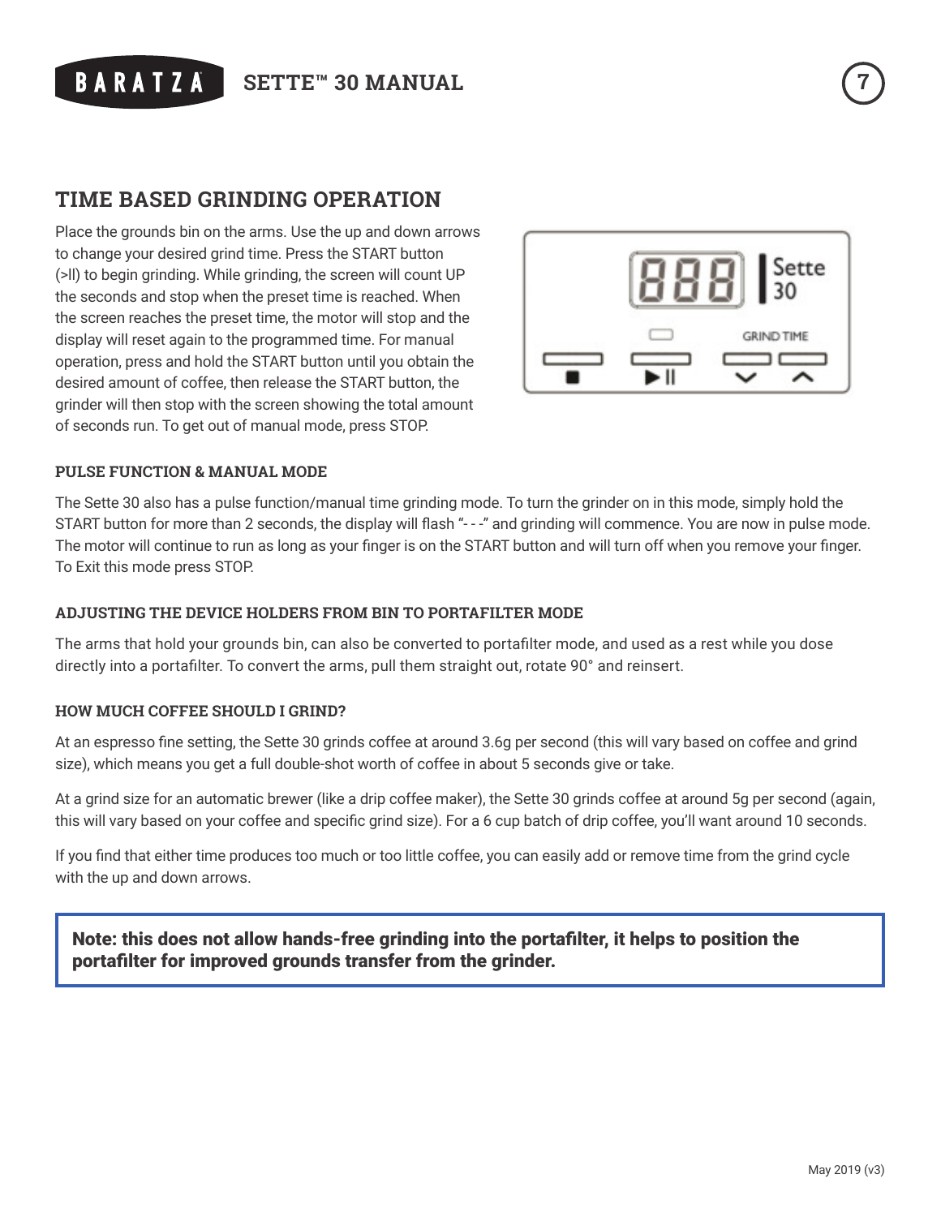## TIME BASED GRINDING OPERATION

Place the grounds bin on the arms. Use the up and down arrows to change your desired grind time. Press the START button (>ll) to begin grinding. While grinding, the screen will count UP the seconds and stop when the preset time is reached. When the screen reaches the preset time, the motor will stop and the display will reset again to the programmed time. For manual operation, press and hold the START button until you obtain the desired amount of coffee, then release the START button, the grinder will then stop with the screen showing the total amount of seconds run. To get out of manual mode, press STOP.

### PULSE FUNCTION & MANUAL MODE

The Sette 30 also has a pulse function/manual time grinding mode. To turn the grinder on in this mode, simply hold the START button for more than 2 seconds, the display will flash "- - -" and grinding will commence. You are now in pulse mode. The motor will continue to run as long as your finger is on the START button and will turn off when you remove your finger. To Exit this mode press STOP.

### ADJUSTING THE DEVICE HOLDERS FROM BIN TO PORTAFILTER MODE

The arms that hold your grounds bin, can also be converted to portafilter mode, and used as a rest while you dose directly into a portafilter. To convert the arms, pull them straight out, rotate 90° and reinsert.

### HOW MUCH COFFEE SHOULD I GRIND?

At an espresso fine setting, the Sette 30 grinds coffee at around 3.6g per second (this will vary based on coffee and grind size), which means you get a full double-shot worth of coffee in about 5 seconds give or take.

At a grind size for an automatic brewer (like a drip coffee maker), the Sette 30 grinds coffee at around 5g per second (again, this will vary based on your coffee and specific grind size). For a 6 cup batch of drip coffee, you'll want around 10 seconds.

If you find that either time produces too much or too little coffee, you can easily add or remove time from the grind cycle with the up and down arrows.

**Note: this does not allow hands-free grinding into the portafilter, it helps to position the portafilter for improved grounds transfer from the grinder.**

May 2019 (v3)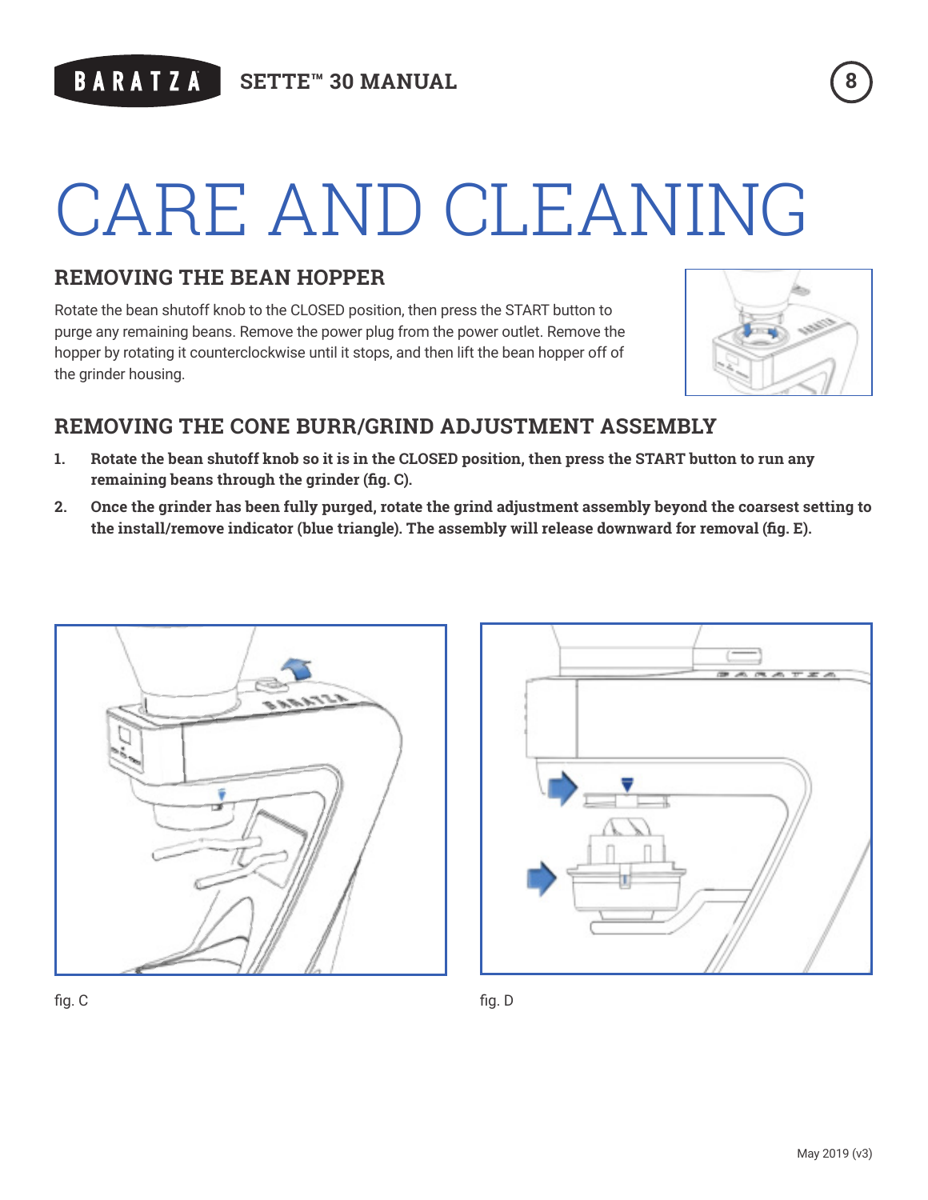# CARE AND CLEANING

## REMOVING THE BEAN HOPPER

Rotate the bean shutoff knob to the CLOSED position, then press the START button to purge any remaining beans. Remove the power plug from the power outlet. Remove the hopper by rotating it counterclockwise until it stops, and then lift the bean hopper off of the grinder housing.

## REMOVING THE CONE BURR/GRIND ADJUSTMENT ASSEMBLY

1. **Rotate the bean shutoff knob so it is in the CLOSED position, then press the START button to run any remaining beans through the grinder (fig. C).**
2. **Once the grinder has been fully purged, rotate the grind adjustment assembly beyond the coarsest setting to the install/remove indicator (blue triangle). The assembly will release downward for removal (fig. E).**

fig. C

fig. D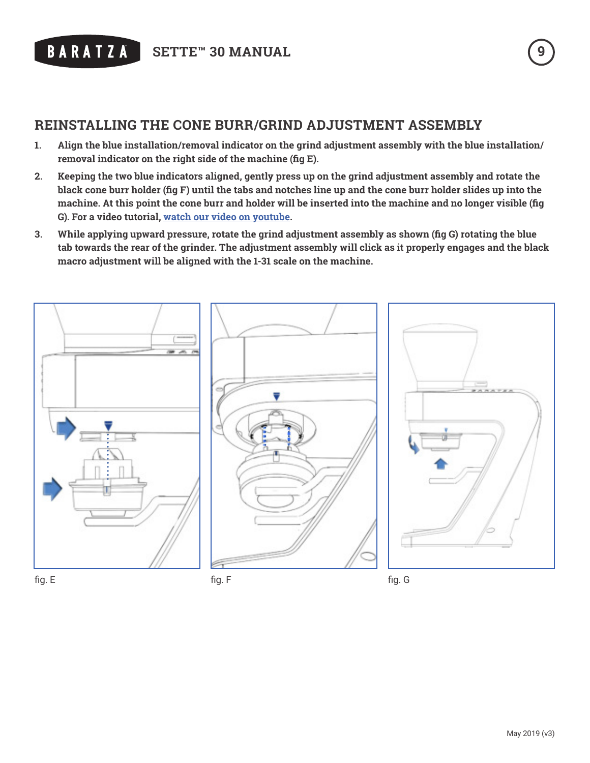## REINSTALLING THE CONE BURR/GRIND ADJUSTMENT ASSEMBLY

1. **Align the blue installation/removal indicator on the grind adjustment assembly with the blue installation/removal indicator on the right side of the machine (fig E).**
2. **Keeping the two blue indicators aligned, gently press up on the grind adjustment assembly and rotate the black cone burr holder (fig F) until the tabs and notches line up and the cone burr holder slides up into the machine. At this point the cone burr and holder will be inserted into the machine and no longer visible (fig G). For a video tutorial, [watch our video on youtube](https://www.youtube.com).**
3. **While applying upward pressure, rotate the grind adjustment assembly as shown (fig G) rotating the blue tab towards the rear of the grinder. The adjustment assembly will click as it properly engages and the black macro adjustment will be aligned with the 1-31 scale on the machine.**

fig. E

fig. F

fig. G

May 2019 (v3)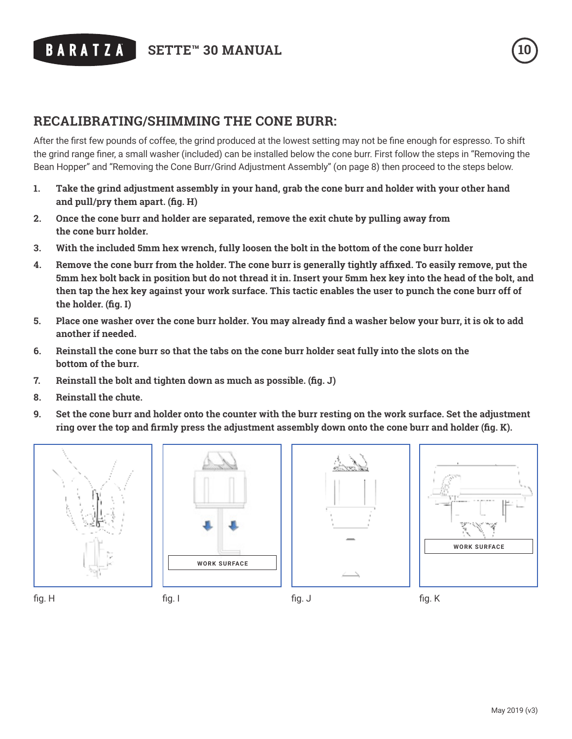## RECALIBRATING/SHIMMING THE CONE BURR:

After the first few pounds of coffee, the grind produced at the lowest setting may not be fine enough for espresso. To shift the grind range finer, a small washer (included) can be installed below the cone burr. First follow the steps in "Removing the Bean Hopper" and "Removing the Cone Burr/Grind Adjustment Assembly" (on page 8) then proceed to the steps below.

1. **Take the grind adjustment assembly in your hand, grab the cone burr and holder with your other hand and pull/pry them apart. (fig. H)**
2. **Once the cone burr and holder are separated, remove the exit chute by pulling away from the cone burr holder.**
3. **With the included 5mm hex wrench, fully loosen the bolt in the bottom of the cone burr holder**
4. **Remove the cone burr from the holder. The cone burr is generally tightly affixed. To easily remove, put the 5mm hex bolt back in position but do not thread it in. Insert your 5mm hex key into the head of the bolt, and then tap the hex key against your work surface. This tactic enables the user to punch the cone burr off of the holder. (fig. I)**
5. **Place one washer over the cone burr holder. You may already find a washer below your burr, it is ok to add another if needed.**
6. **Reinstall the cone burr so that the tabs on the cone burr holder seat fully into the slots on the bottom of the burr.**
7. **Reinstall the bolt and tighten down as much as possible. (fig. J)**
8. **Reinstall the chute.**
9. **Set the cone burr and holder onto the counter with the burr resting on the work surface. Set the adjustment ring over the top and firmly press the adjustment assembly down onto the cone burr and holder (fig. K).**

fig. H

WORK SURFACE

fig. I

fig. J

WORK SURFACE

fig. K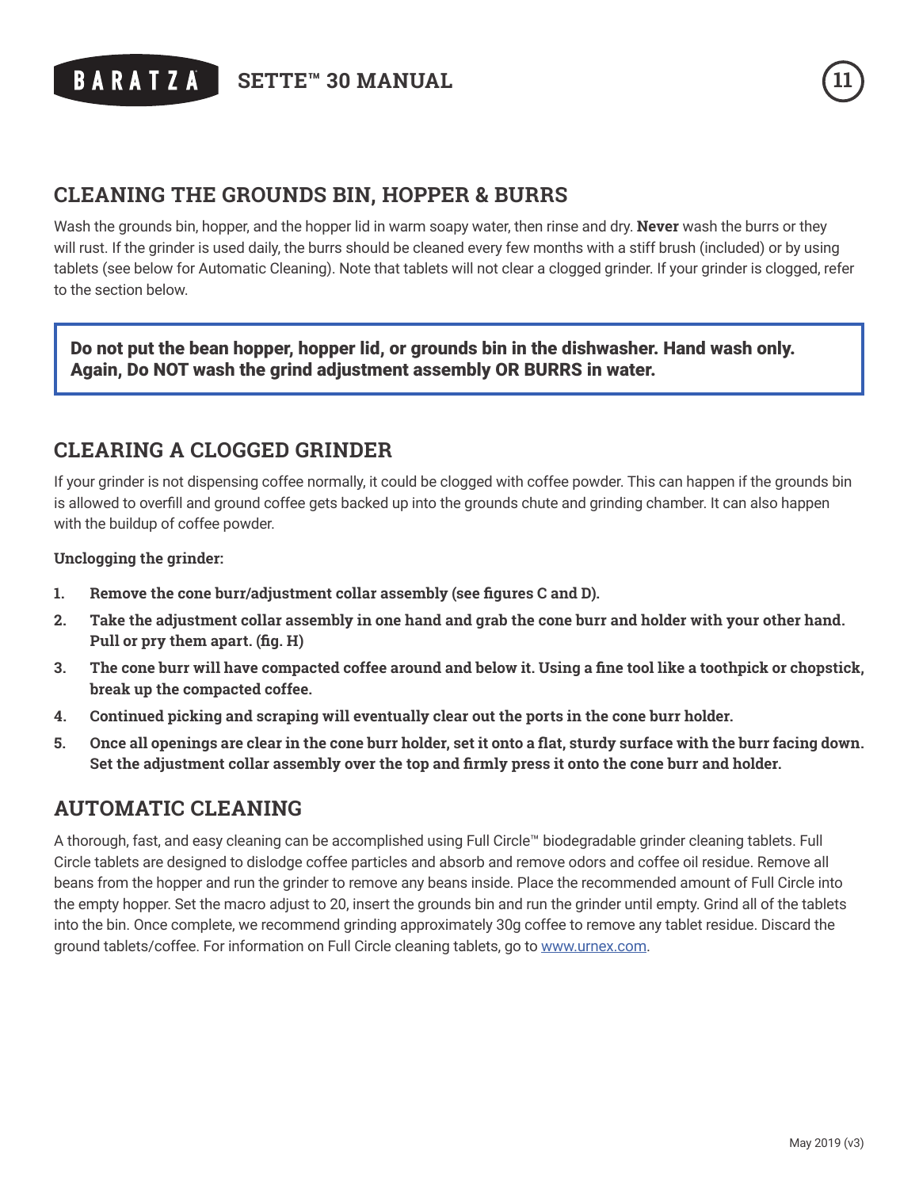## CLEANING THE GROUNDS BIN, HOPPER & BURRS

Wash the grounds bin, hopper, and the hopper lid in warm soapy water, then rinse and dry. **Never** wash the burrs or they will rust. If the grinder is used daily, the burrs should be cleaned every few months with a stiff brush (included) or by using tablets (see below for Automatic Cleaning). Note that tablets will not clear a clogged grinder. If your grinder is clogged, refer to the section below.

> **Do not put the bean hopper, hopper lid, or grounds bin in the dishwasher. Hand wash only. Again, Do NOT wash the grind adjustment assembly OR BURRS in water.**

## CLEARING A CLOGGED GRINDER

If your grinder is not dispensing coffee normally, it could be clogged with coffee powder. This can happen if the grounds bin is allowed to overfill and ground coffee gets backed up into the grounds chute and grinding chamber. It can also happen with the buildup of coffee powder.

**Unclogging the grinder:**

1. **Remove the cone burr/adjustment collar assembly (see figures C and D).**
2. **Take the adjustment collar assembly in one hand and grab the cone burr and holder with your other hand. Pull or pry them apart. (fig. H)**
3. **The cone burr will have compacted coffee around and below it. Using a fine tool like a toothpick or chopstick, break up the compacted coffee.**
4. **Continued picking and scraping will eventually clear out the ports in the cone burr holder.**
5. **Once all openings are clear in the cone burr holder, set it onto a flat, sturdy surface with the burr facing down. Set the adjustment collar assembly over the top and firmly press it onto the cone burr and holder.**

## AUTOMATIC CLEANING

A thorough, fast, and easy cleaning can be accomplished using Full Circle™ biodegradable grinder cleaning tablets. Full Circle tablets are designed to dislodge coffee particles and absorb and remove odors and coffee oil residue. Remove all beans from the hopper and run the grinder to remove any beans inside. Place the recommended amount of Full Circle into the empty hopper. Set the macro adjust to 20, insert the grounds bin and run the grinder until empty. Grind all of the tablets into the bin. Once complete, we recommend grinding approximately 30g coffee to remove any tablet residue. Discard the ground tablets/coffee. For information on Full Circle cleaning tablets, go to [www.urnex.com](http://www.urnex.com).

May 2019 (v3)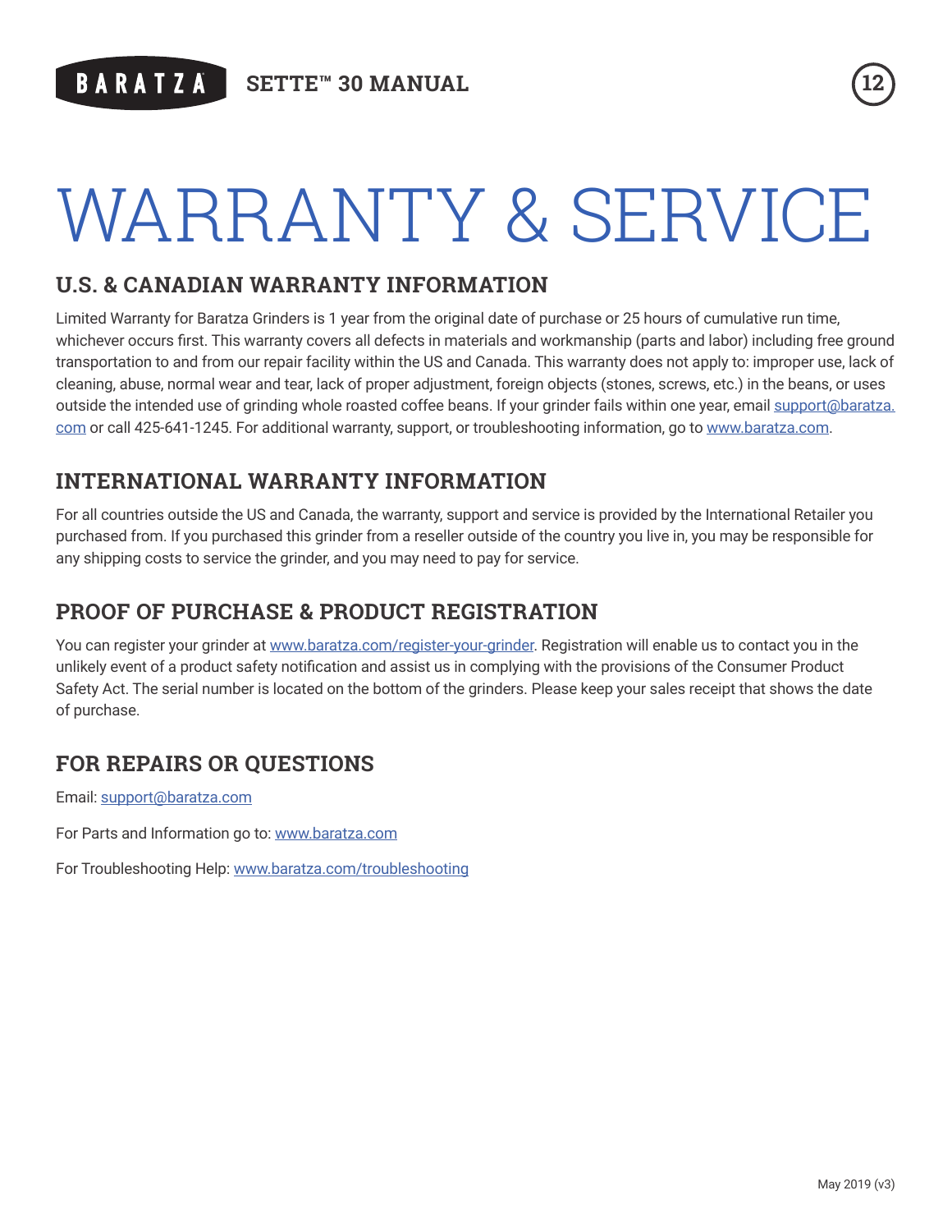# WARRANTY & SERVICE

## U.S. & CANADIAN WARRANTY INFORMATION

Limited Warranty for Baratza Grinders is 1 year from the original date of purchase or 25 hours of cumulative run time, whichever occurs first. This warranty covers all defects in materials and workmanship (parts and labor) including free ground transportation to and from our repair facility within the US and Canada. This warranty does not apply to: improper use, lack of cleaning, abuse, normal wear and tear, lack of proper adjustment, foreign objects (stones, screws, etc.) in the beans, or uses outside the intended use of grinding whole roasted coffee beans. If your grinder fails within one year, email support@baratza.com or call 425-641-1245. For additional warranty, support, or troubleshooting information, go to www.baratza.com.

## INTERNATIONAL WARRANTY INFORMATION

For all countries outside the US and Canada, the warranty, support and service is provided by the International Retailer you purchased from. If you purchased this grinder from a reseller outside of the country you live in, you may be responsible for any shipping costs to service the grinder, and you may need to pay for service.

## PROOF OF PURCHASE & PRODUCT REGISTRATION

You can register your grinder at www.baratza.com/register-your-grinder. Registration will enable us to contact you in the unlikely event of a product safety notification and assist us in complying with the provisions of the Consumer Product Safety Act. The serial number is located on the bottom of the grinders. Please keep your sales receipt that shows the date of purchase.

## FOR REPAIRS OR QUESTIONS

Email: support@baratza.com

For Parts and Information go to: www.baratza.com

For Troubleshooting Help: www.baratza.com/troubleshooting

May 2019 (v3)